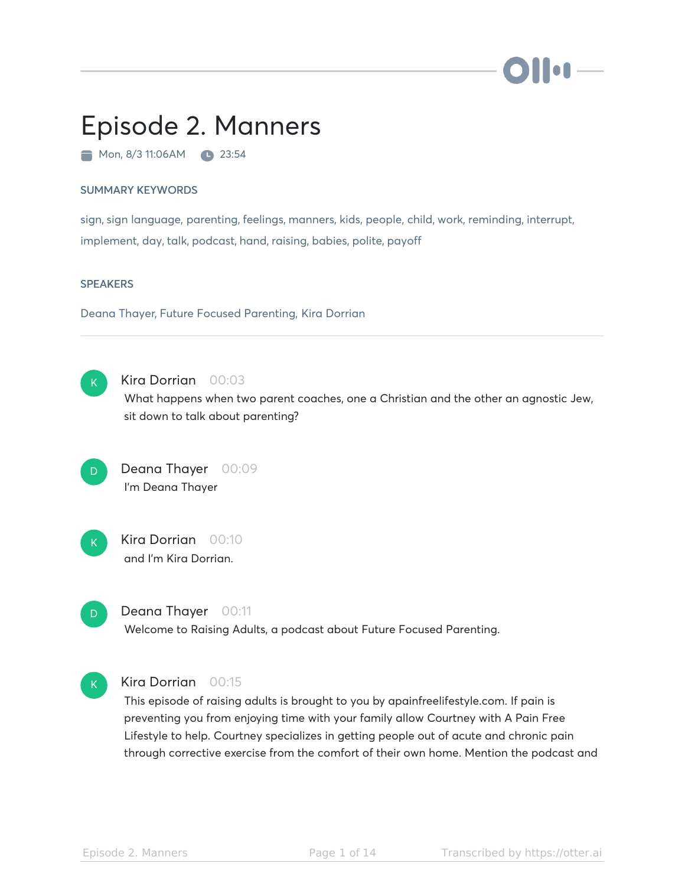# Episode 2. Manners

Mon, 8/3 11:06AM  23:54

## SUMMARY KEYWORDS

sign, sign language, parenting, feelings, manners, kids, people, child, work, reminding, interrupt, implement, day, talk, podcast, hand, raising, babies, polite, payoff

## SPEAKERS

Deana Thayer, Future Focused Parenting, Kira Dorrian

---

**Kira Dorrian** 00:03
What happens when two parent coaches, one a Christian and the other an agnostic Jew, sit down to talk about parenting?

**Deana Thayer** 00:09
I'm Deana Thayer

**Kira Dorrian** 00:10
and I'm Kira Dorrian.

**Deana Thayer** 00:11
Welcome to Raising Adults, a podcast about Future Focused Parenting.

**Kira Dorrian** 00:15
This episode of raising adults is brought to you by apainfreelifestyle.com. If pain is preventing you from enjoying time with your family allow Courtney with A Pain Free Lifestyle to help. Courtney specializes in getting people out of acute and chronic pain through corrective exercise from the comfort of their own home. Mention the podcast and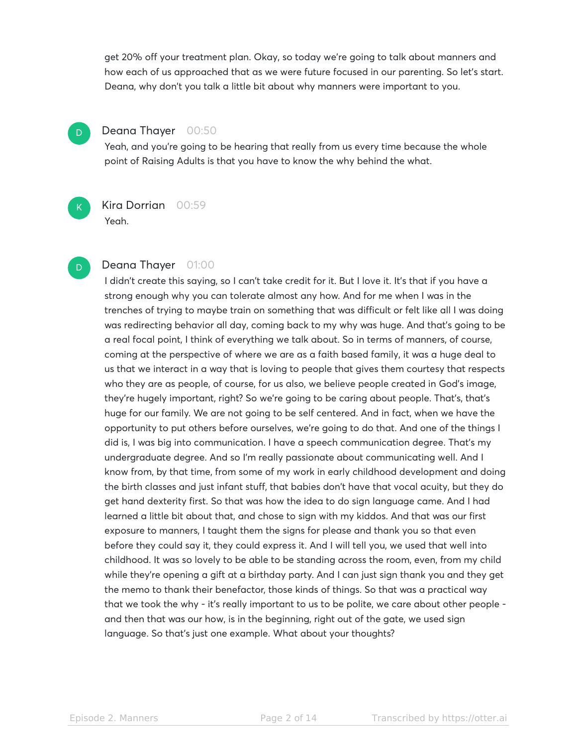get 20% off your treatment plan. Okay, so today we're going to talk about manners and how each of us approached that as we were future focused in our parenting. So let's start. Deana, why don't you talk a little bit about why manners were important to you.

**Deana Thayer** 00:50

Yeah, and you're going to be hearing that really from us every time because the whole point of Raising Adults is that you have to know the why behind the what.

**Kira Dorrian** 00:59

Yeah.

**Deana Thayer** 01:00

I didn't create this saying, so I can't take credit for it. But I love it. It's that if you have a strong enough why you can tolerate almost any how. And for me when I was in the trenches of trying to maybe train on something that was difficult or felt like all I was doing was redirecting behavior all day, coming back to my why was huge. And that's going to be a real focal point, I think of everything we talk about. So in terms of manners, of course, coming at the perspective of where we are as a faith based family, it was a huge deal to us that we interact in a way that is loving to people that gives them courtesy that respects who they are as people, of course, for us also, we believe people created in God's image, they're hugely important, right? So we're going to be caring about people. That's, that's huge for our family. We are not going to be self centered. And in fact, when we have the opportunity to put others before ourselves, we're going to do that. And one of the things I did is, I was big into communication. I have a speech communication degree. That's my undergraduate degree. And so I'm really passionate about communicating well. And I know from, by that time, from some of my work in early childhood development and doing the birth classes and just infant stuff, that babies don't have that vocal acuity, but they do get hand dexterity first. So that was how the idea to do sign language came. And I had learned a little bit about that, and chose to sign with my kiddos. And that was our first exposure to manners, I taught them the signs for please and thank you so that even before they could say it, they could express it. And I will tell you, we used that well into childhood. It was so lovely to be able to be standing across the room, even, from my child while they're opening a gift at a birthday party. And I can just sign thank you and they get the memo to thank their benefactor, those kinds of things. So that was a practical way that we took the why - it's really important to us to be polite, we care about other people - and then that was our how, is in the beginning, right out of the gate, we used sign language. So that's just one example. What about your thoughts?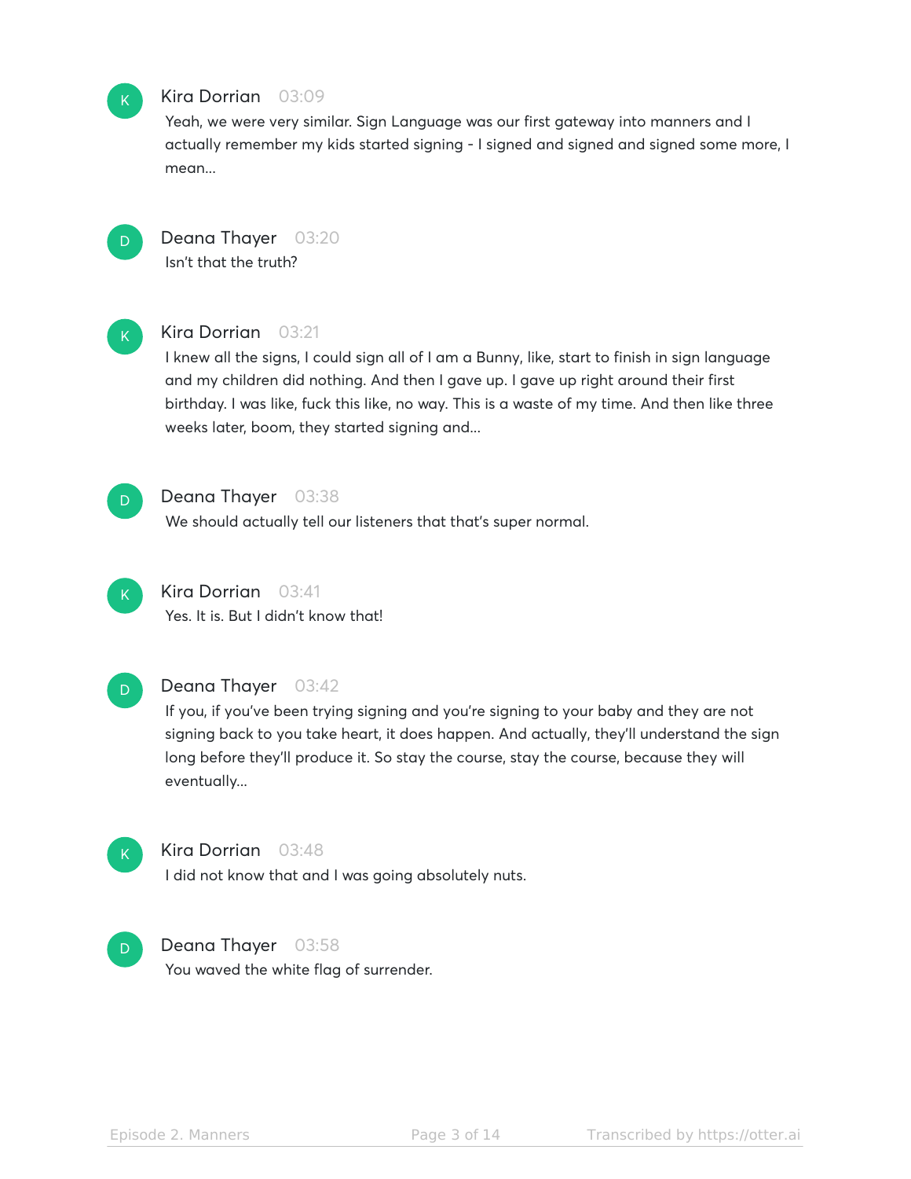**Kira Dorrian** 03:09

Yeah, we were very similar. Sign Language was our first gateway into manners and I actually remember my kids started signing - I signed and signed and signed some more, I mean...

**Deana Thayer** 03:20

Isn't that the truth?

**Kira Dorrian** 03:21

I knew all the signs, I could sign all of I am a Bunny, like, start to finish in sign language and my children did nothing. And then I gave up. I gave up right around their first birthday. I was like, fuck this like, no way. This is a waste of my time. And then like three weeks later, boom, they started signing and...

**Deana Thayer** 03:38

We should actually tell our listeners that that's super normal.

**Kira Dorrian** 03:41

Yes. It is. But I didn't know that!

**Deana Thayer** 03:42

If you, if you've been trying signing and you're signing to your baby and they are not signing back to you take heart, it does happen. And actually, they'll understand the sign long before they'll produce it. So stay the course, stay the course, because they will eventually...

**Kira Dorrian** 03:48

I did not know that and I was going absolutely nuts.

**Deana Thayer** 03:58

You waved the white flag of surrender.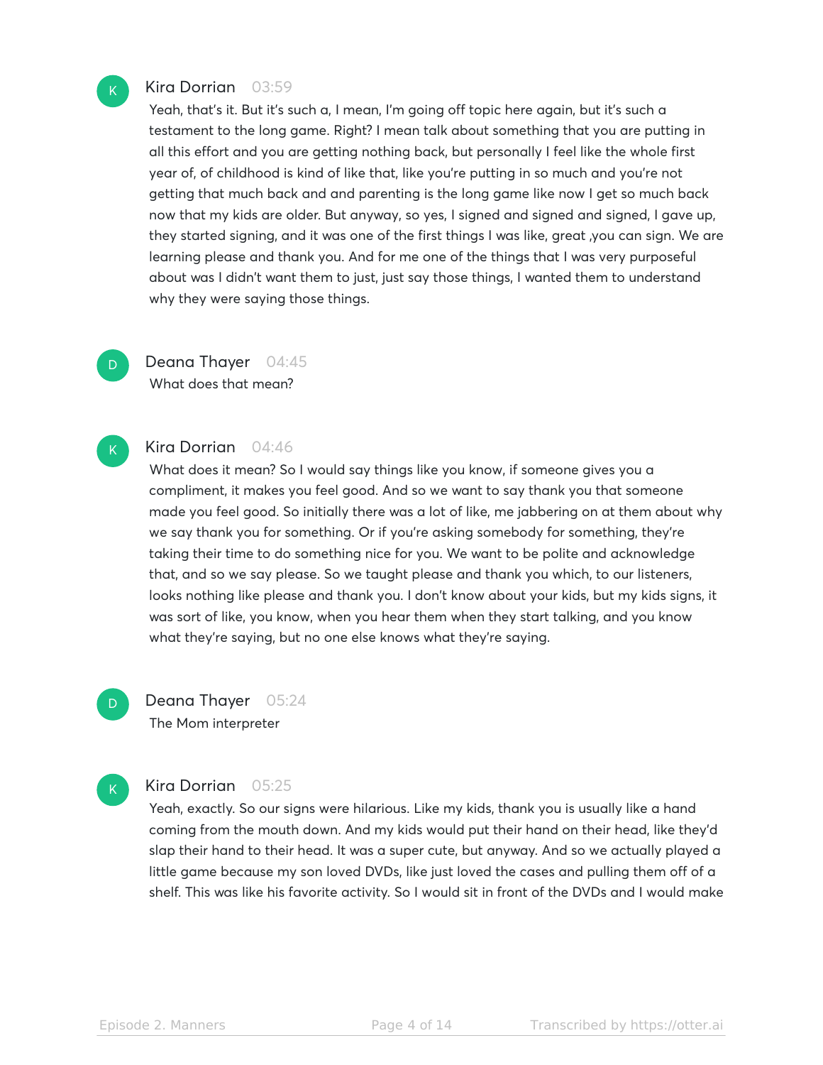**Kira Dorrian** 03:59

Yeah, that's it. But it's such a, I mean, I'm going off topic here again, but it's such a testament to the long game. Right? I mean talk about something that you are putting in all this effort and you are getting nothing back, but personally I feel like the whole first year of, of childhood is kind of like that, like you're putting in so much and you're not getting that much back and and parenting is the long game like now I get so much back now that my kids are older. But anyway, so yes, I signed and signed and signed, I gave up, they started signing, and it was one of the first things I was like, great ,you can sign. We are learning please and thank you. And for me one of the things that I was very purposeful about was I didn't want them to just, just say those things, I wanted them to understand why they were saying those things.

**Deana Thayer** 04:45

What does that mean?

**Kira Dorrian** 04:46

What does it mean? So I would say things like you know, if someone gives you a compliment, it makes you feel good. And so we want to say thank you that someone made you feel good. So initially there was a lot of like, me jabbering on at them about why we say thank you for something. Or if you're asking somebody for something, they're taking their time to do something nice for you. We want to be polite and acknowledge that, and so we say please. So we taught please and thank you which, to our listeners, looks nothing like please and thank you. I don't know about your kids, but my kids signs, it was sort of like, you know, when you hear them when they start talking, and you know what they're saying, but no one else knows what they're saying.

**Deana Thayer** 05:24

The Mom interpreter

**Kira Dorrian** 05:25

Yeah, exactly. So our signs were hilarious. Like my kids, thank you is usually like a hand coming from the mouth down. And my kids would put their hand on their head, like they'd slap their hand to their head. It was a super cute, but anyway. And so we actually played a little game because my son loved DVDs, like just loved the cases and pulling them off of a shelf. This was like his favorite activity. So I would sit in front of the DVDs and I would make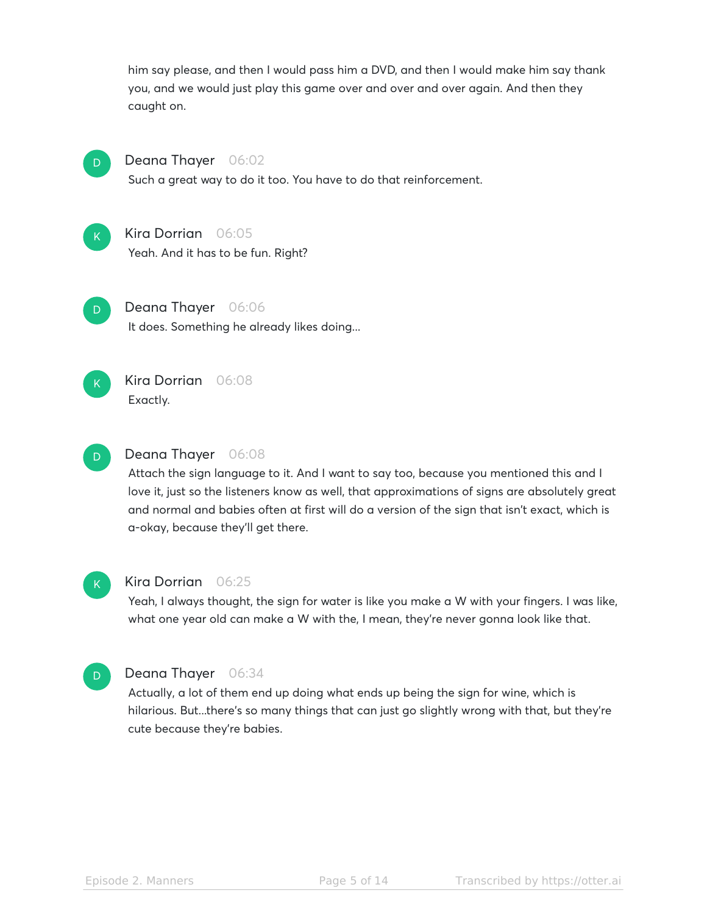him say please, and then I would pass him a DVD, and then I would make him say thank you, and we would just play this game over and over and over again. And then they caught on.

**Deana Thayer** 06:02
Such a great way to do it too. You have to do that reinforcement.

**Kira Dorrian** 06:05
Yeah. And it has to be fun. Right?

**Deana Thayer** 06:06
It does. Something he already likes doing...

**Kira Dorrian** 06:08
Exactly.

**Deana Thayer** 06:08
Attach the sign language to it. And I want to say too, because you mentioned this and I love it, just so the listeners know as well, that approximations of signs are absolutely great and normal and babies often at first will do a version of the sign that isn't exact, which is a-okay, because they'll get there.

**Kira Dorrian** 06:25
Yeah, I always thought, the sign for water is like you make a W with your fingers. I was like, what one year old can make a W with the, I mean, they're never gonna look like that.

**Deana Thayer** 06:34
Actually, a lot of them end up doing what ends up being the sign for wine, which is hilarious. But...there's so many things that can just go slightly wrong with that, but they're cute because they're babies.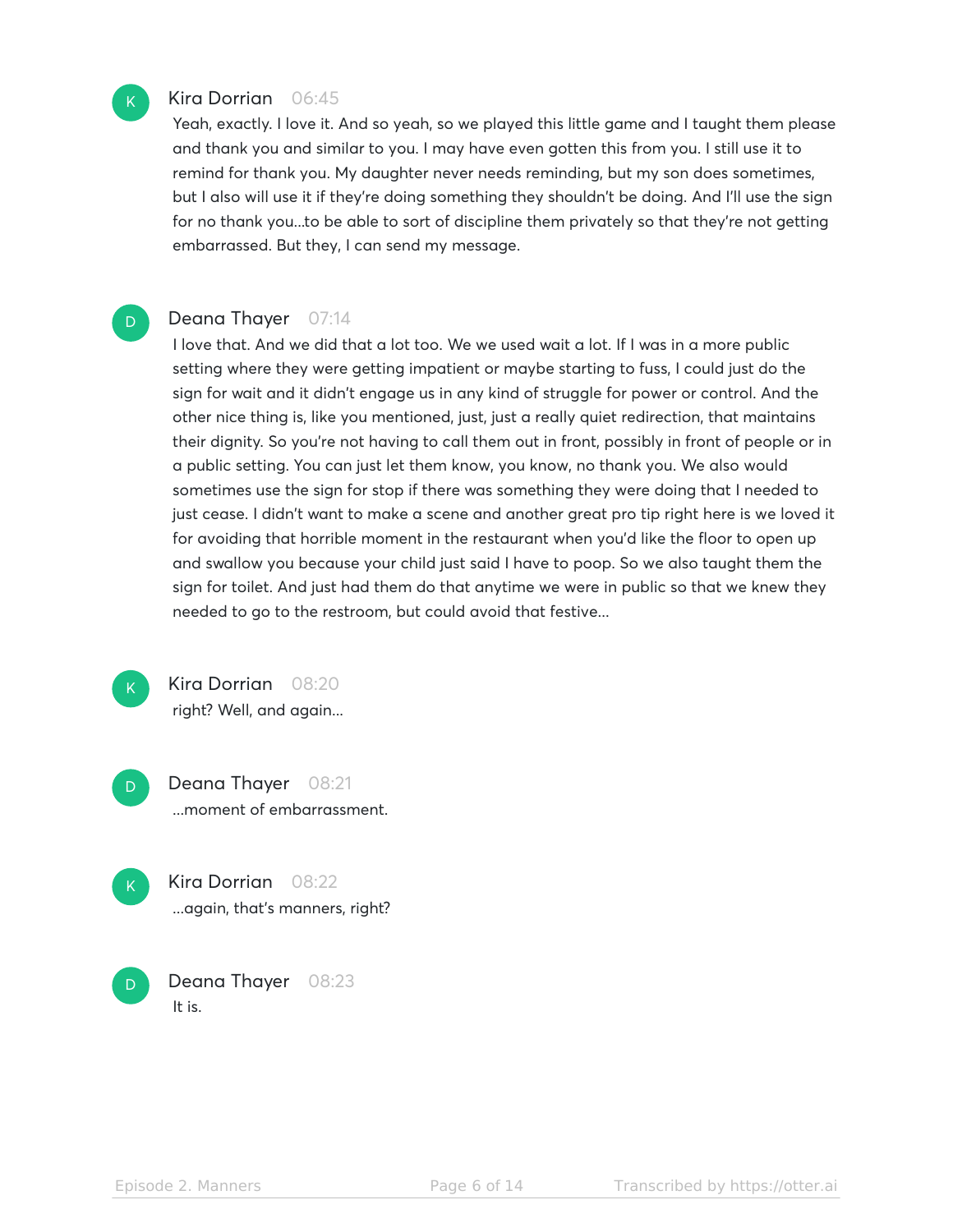**Kira Dorrian** 06:45

Yeah, exactly. I love it. And so yeah, so we played this little game and I taught them please and thank you and similar to you. I may have even gotten this from you. I still use it to remind for thank you. My daughter never needs reminding, but my son does sometimes, but I also will use it if they're doing something they shouldn't be doing. And I'll use the sign for no thank you...to be able to sort of discipline them privately so that they're not getting embarrassed. But they, I can send my message.

**Deana Thayer** 07:14

I love that. And we did that a lot too. We we used wait a lot. If I was in a more public setting where they were getting impatient or maybe starting to fuss, I could just do the sign for wait and it didn't engage us in any kind of struggle for power or control. And the other nice thing is, like you mentioned, just, just a really quiet redirection, that maintains their dignity. So you're not having to call them out in front, possibly in front of people or in a public setting. You can just let them know, you know, no thank you. We also would sometimes use the sign for stop if there was something they were doing that I needed to just cease. I didn't want to make a scene and another great pro tip right here is we loved it for avoiding that horrible moment in the restaurant when you'd like the floor to open up and swallow you because your child just said I have to poop. So we also taught them the sign for toilet. And just had them do that anytime we were in public so that we knew they needed to go to the restroom, but could avoid that festive...

**Kira Dorrian** 08:20

right? Well, and again...

**Deana Thayer** 08:21

...moment of embarrassment.

**Kira Dorrian** 08:22

...again, that's manners, right?

**Deana Thayer** 08:23

It is.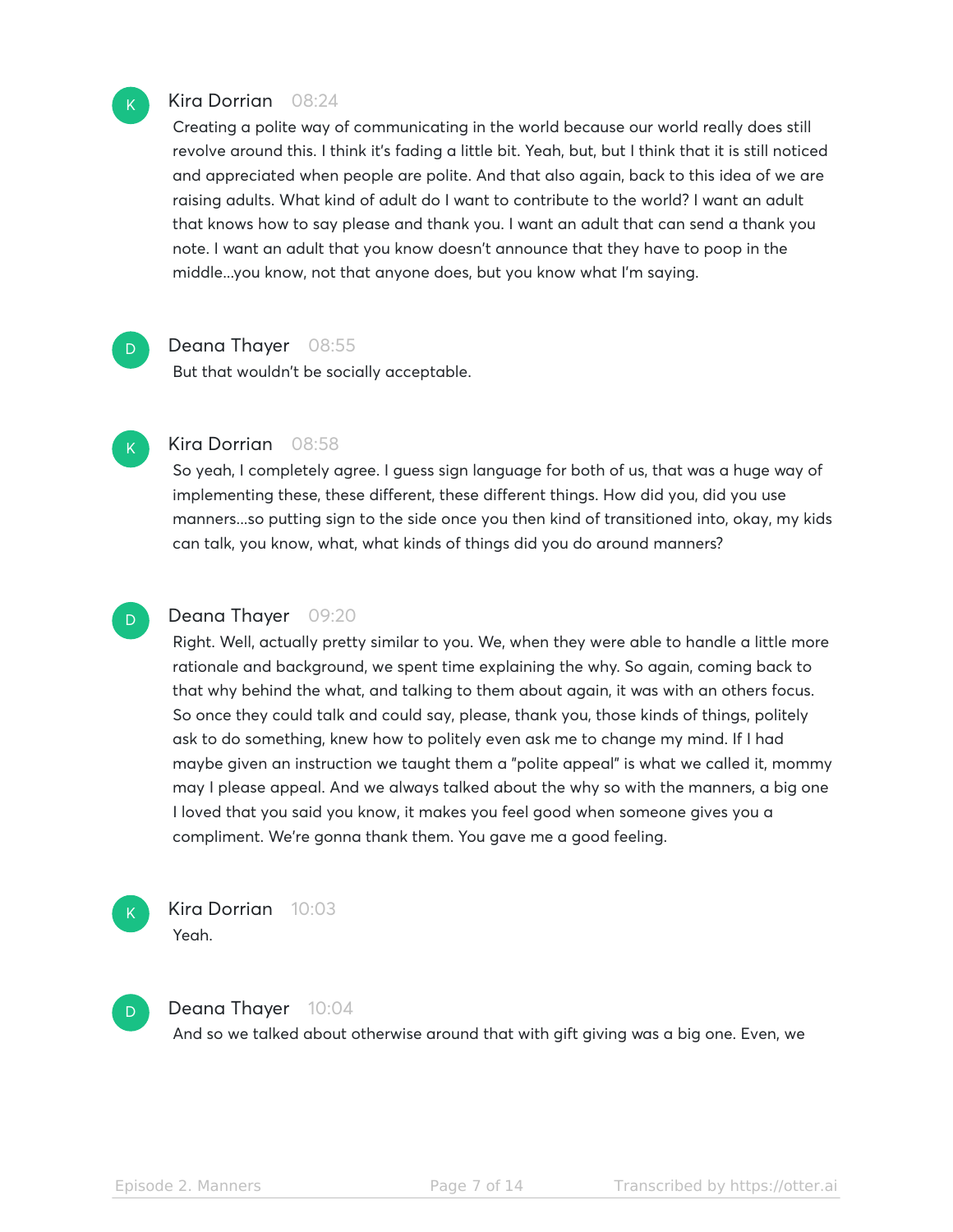**Kira Dorrian** 08:24

Creating a polite way of communicating in the world because our world really does still revolve around this. I think it's fading a little bit. Yeah, but, but I think that it is still noticed and appreciated when people are polite. And that also again, back to this idea of we are raising adults. What kind of adult do I want to contribute to the world? I want an adult that knows how to say please and thank you. I want an adult that can send a thank you note. I want an adult that you know doesn't announce that they have to poop in the middle...you know, not that anyone does, but you know what I'm saying.

**Deana Thayer** 08:55

But that wouldn't be socially acceptable.

**Kira Dorrian** 08:58

So yeah, I completely agree. I guess sign language for both of us, that was a huge way of implementing these, these different, these different things. How did you, did you use manners...so putting sign to the side once you then kind of transitioned into, okay, my kids can talk, you know, what, what kinds of things did you do around manners?

**Deana Thayer** 09:20

Right. Well, actually pretty similar to you. We, when they were able to handle a little more rationale and background, we spent time explaining the why. So again, coming back to that why behind the what, and talking to them about again, it was with an others focus. So once they could talk and could say, please, thank you, those kinds of things, politely ask to do something, knew how to politely even ask me to change my mind. If I had maybe given an instruction we taught them a "polite appeal" is what we called it, mommy may I please appeal. And we always talked about the why so with the manners, a big one I loved that you said you know, it makes you feel good when someone gives you a compliment. We're gonna thank them. You gave me a good feeling.

**Kira Dorrian** 10:03

Yeah.

**Deana Thayer** 10:04

And so we talked about otherwise around that with gift giving was a big one. Even, we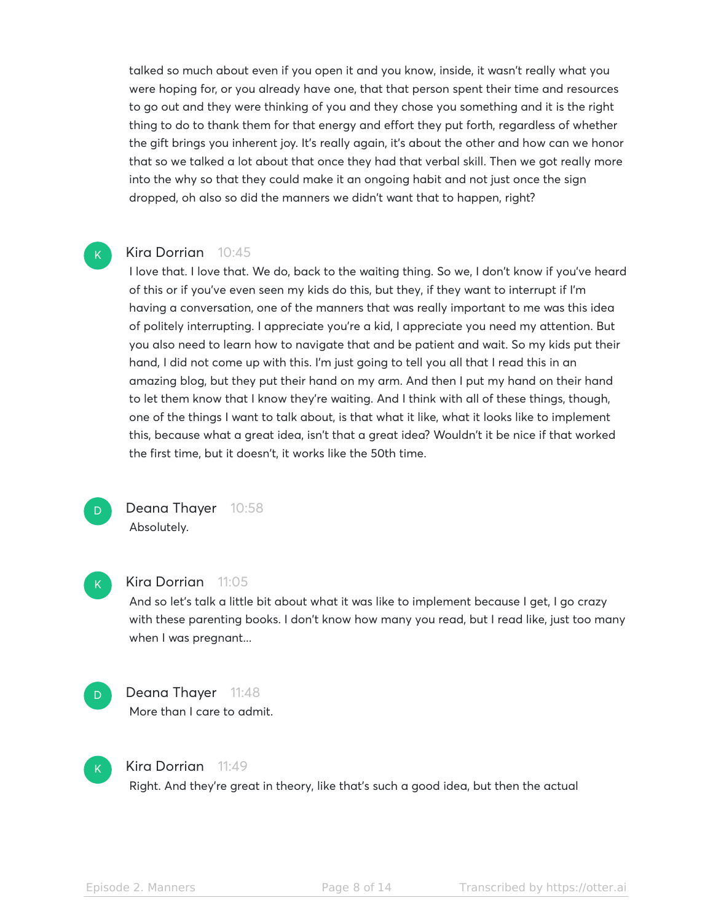talked so much about even if you open it and you know, inside, it wasn't really what you were hoping for, or you already have one, that that person spent their time and resources to go out and they were thinking of you and they chose you something and it is the right thing to do to thank them for that energy and effort they put forth, regardless of whether the gift brings you inherent joy. It's really again, it's about the other and how can we honor that so we talked a lot about that once they had that verbal skill. Then we got really more into the why so that they could make it an ongoing habit and not just once the sign dropped, oh also so did the manners we didn't want that to happen, right?

**Kira Dorrian** 10:45

I love that. I love that. We do, back to the waiting thing. So we, I don't know if you've heard of this or if you've even seen my kids do this, but they, if they want to interrupt if I'm having a conversation, one of the manners that was really important to me was this idea of politely interrupting. I appreciate you're a kid, I appreciate you need my attention. But you also need to learn how to navigate that and be patient and wait. So my kids put their hand, I did not come up with this. I'm just going to tell you all that I read this in an amazing blog, but they put their hand on my arm. And then I put my hand on their hand to let them know that I know they're waiting. And I think with all of these things, though, one of the things I want to talk about, is that what it like, what it looks like to implement this, because what a great idea, isn't that a great idea? Wouldn't it be nice if that worked the first time, but it doesn't, it works like the 50th time.

**Deana Thayer** 10:58

Absolutely.

**Kira Dorrian** 11:05

And so let's talk a little bit about what it was like to implement because I get, I go crazy with these parenting books. I don't know how many you read, but I read like, just too many when I was pregnant...

**Deana Thayer** 11:48

More than I care to admit.

**Kira Dorrian** 11:49

Right. And they're great in theory, like that's such a good idea, but then the actual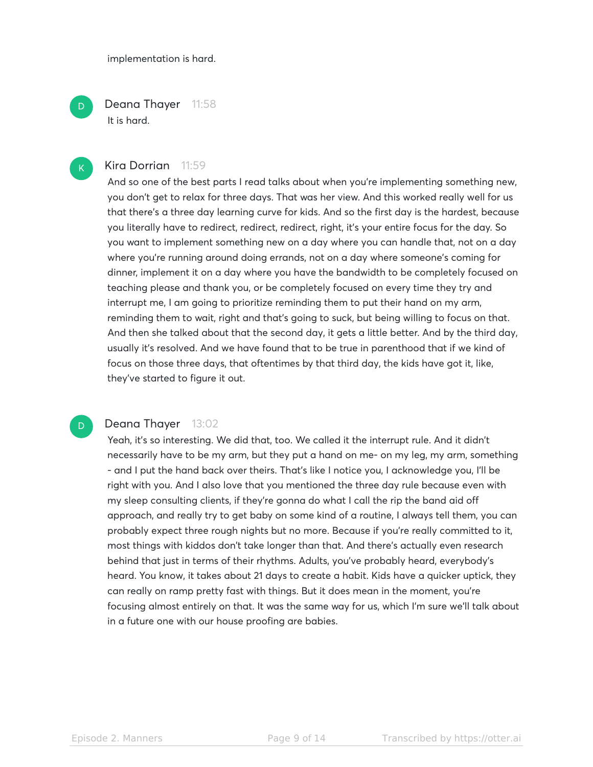implementation is hard.

**Deana Thayer** 11:58

It is hard.

**Kira Dorrian** 11:59

And so one of the best parts I read talks about when you're implementing something new, you don't get to relax for three days. That was her view. And this worked really well for us that there's a three day learning curve for kids. And so the first day is the hardest, because you literally have to redirect, redirect, redirect, right, it's your entire focus for the day. So you want to implement something new on a day where you can handle that, not on a day where you're running around doing errands, not on a day where someone's coming for dinner, implement it on a day where you have the bandwidth to be completely focused on teaching please and thank you, or be completely focused on every time they try and interrupt me, I am going to prioritize reminding them to put their hand on my arm, reminding them to wait, right and that's going to suck, but being willing to focus on that. And then she talked about that the second day, it gets a little better. And by the third day, usually it's resolved. And we have found that to be true in parenthood that if we kind of focus on those three days, that oftentimes by that third day, the kids have got it, like, they've started to figure it out.

**Deana Thayer** 13:02

Yeah, it's so interesting. We did that, too. We called it the interrupt rule. And it didn't necessarily have to be my arm, but they put a hand on me- on my leg, my arm, something - and I put the hand back over theirs. That's like I notice you, I acknowledge you, I'll be right with you. And I also love that you mentioned the three day rule because even with my sleep consulting clients, if they're gonna do what I call the rip the band aid off approach, and really try to get baby on some kind of a routine, I always tell them, you can probably expect three rough nights but no more. Because if you're really committed to it, most things with kiddos don't take longer than that. And there's actually even research behind that just in terms of their rhythms. Adults, you've probably heard, everybody's heard. You know, it takes about 21 days to create a habit. Kids have a quicker uptick, they can really on ramp pretty fast with things. But it does mean in the moment, you're focusing almost entirely on that. It was the same way for us, which I'm sure we'll talk about in a future one with our house proofing are babies.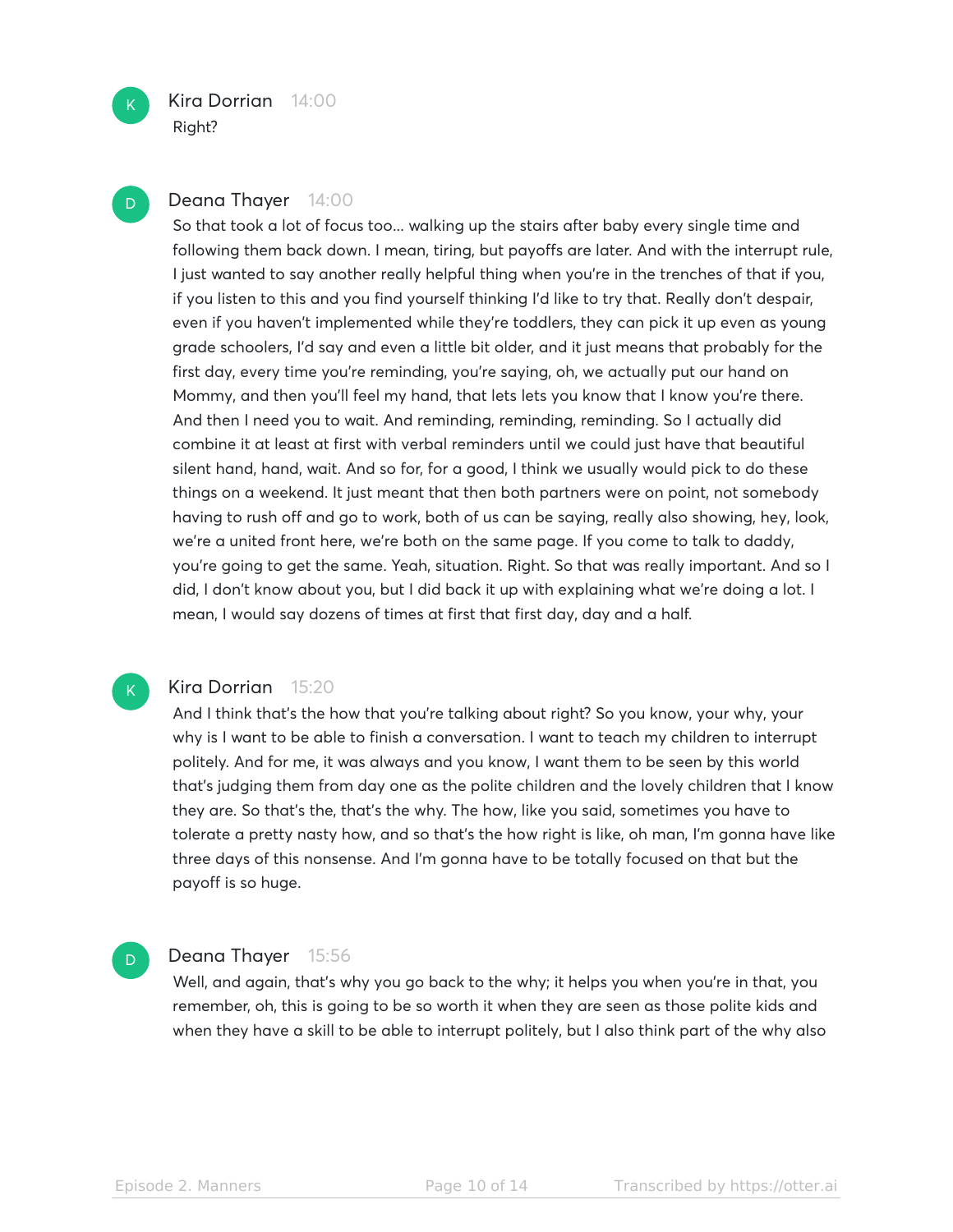**Kira Dorrian** 14:00
Right?

**Deana Thayer** 14:00
So that took a lot of focus too... walking up the stairs after baby every single time and following them back down. I mean, tiring, but payoffs are later. And with the interrupt rule, I just wanted to say another really helpful thing when you're in the trenches of that if you, if you listen to this and you find yourself thinking I'd like to try that. Really don't despair, even if you haven't implemented while they're toddlers, they can pick it up even as young grade schoolers, I'd say and even a little bit older, and it just means that probably for the first day, every time you're reminding, you're saying, oh, we actually put our hand on Mommy, and then you'll feel my hand, that lets lets you know that I know you're there. And then I need you to wait. And reminding, reminding, reminding. So I actually did combine it at least at first with verbal reminders until we could just have that beautiful silent hand, hand, wait. And so for, for a good, I think we usually would pick to do these things on a weekend. It just meant that then both partners were on point, not somebody having to rush off and go to work, both of us can be saying, really also showing, hey, look, we're a united front here, we're both on the same page. If you come to talk to daddy, you're going to get the same. Yeah, situation. Right. So that was really important. And so I did, I don't know about you, but I did back it up with explaining what we're doing a lot. I mean, I would say dozens of times at first that first day, day and a half.

**Kira Dorrian** 15:20
And I think that's the how that you're talking about right? So you know, your why, your why is I want to be able to finish a conversation. I want to teach my children to interrupt politely. And for me, it was always and you know, I want them to be seen by this world that's judging them from day one as the polite children and the lovely children that I know they are. So that's the, that's the why. The how, like you said, sometimes you have to tolerate a pretty nasty how, and so that's the how right is like, oh man, I'm gonna have like three days of this nonsense. And I'm gonna have to be totally focused on that but the payoff is so huge.

**Deana Thayer** 15:56
Well, and again, that's why you go back to the why; it helps you when you're in that, you remember, oh, this is going to be so worth it when they are seen as those polite kids and when they have a skill to be able to interrupt politely, but I also think part of the why also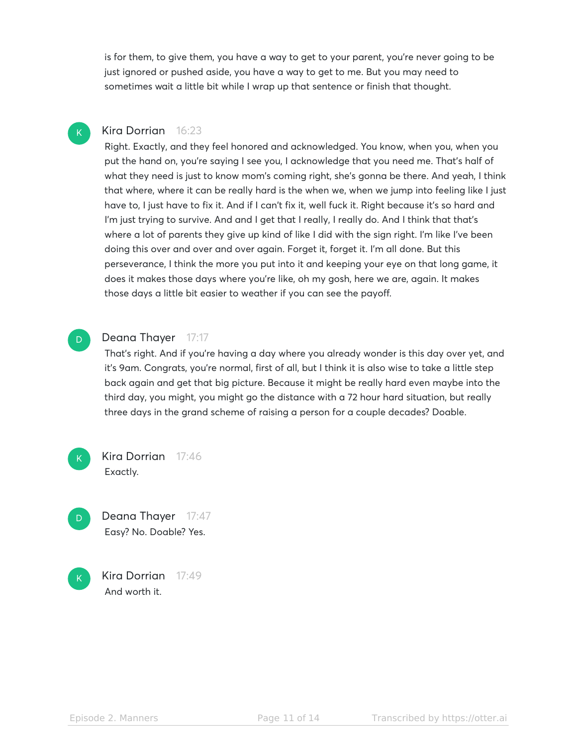is for them, to give them, you have a way to get to your parent, you're never going to be just ignored or pushed aside, you have a way to get to me. But you may need to sometimes wait a little bit while I wrap up that sentence or finish that thought.

**Kira Dorrian** 16:23
Right. Exactly, and they feel honored and acknowledged. You know, when you, when you put the hand on, you're saying I see you, I acknowledge that you need me. That's half of what they need is just to know mom's coming right, she's gonna be there. And yeah, I think that where, where it can be really hard is the when we, when we jump into feeling like I just have to, I just have to fix it. And if I can't fix it, well fuck it. Right because it's so hard and I'm just trying to survive. And and I get that I really, I really do. And I think that that's where a lot of parents they give up kind of like I did with the sign right. I'm like I've been doing this over and over and over again. Forget it, forget it. I'm all done. But this perseverance, I think the more you put into it and keeping your eye on that long game, it does it makes those days where you're like, oh my gosh, here we are, again. It makes those days a little bit easier to weather if you can see the payoff.

**Deana Thayer** 17:17
That's right. And if you're having a day where you already wonder is this day over yet, and it's 9am. Congrats, you're normal, first of all, but I think it is also wise to take a little step back again and get that big picture. Because it might be really hard even maybe into the third day, you might, you might go the distance with a 72 hour hard situation, but really three days in the grand scheme of raising a person for a couple decades? Doable.

**Kira Dorrian** 17:46
Exactly.

**Deana Thayer** 17:47
Easy? No. Doable? Yes.

**Kira Dorrian** 17:49
And worth it.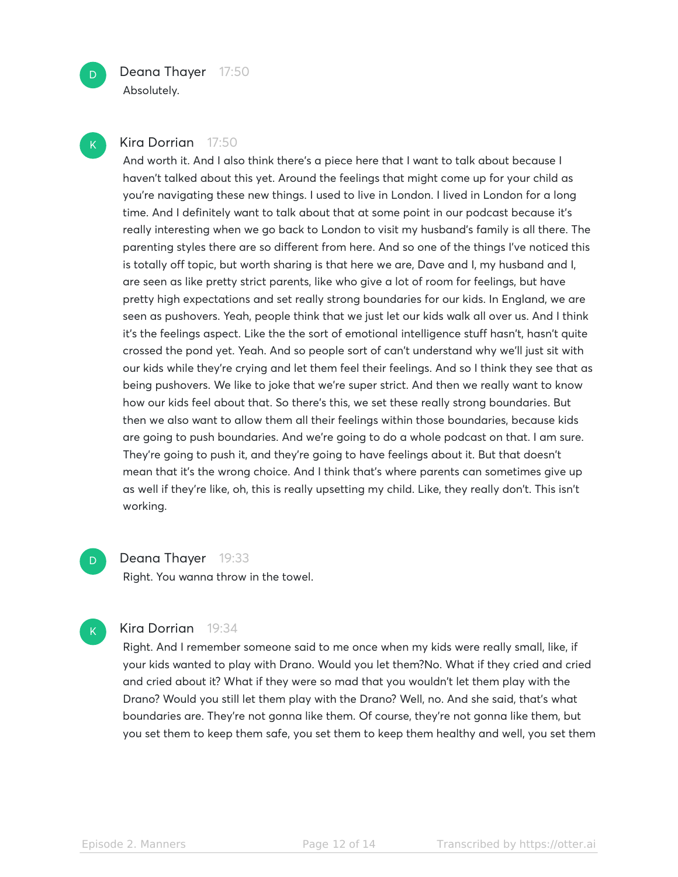**Deana Thayer** 17:50
Absolutely.

**Kira Dorrian** 17:50
And worth it. And I also think there's a piece here that I want to talk about because I haven't talked about this yet. Around the feelings that might come up for your child as you're navigating these new things. I used to live in London. I lived in London for a long time. And I definitely want to talk about that at some point in our podcast because it's really interesting when we go back to London to visit my husband's family is all there. The parenting styles there are so different from here. And so one of the things I've noticed this is totally off topic, but worth sharing is that here we are, Dave and I, my husband and I, are seen as like pretty strict parents, like who give a lot of room for feelings, but have pretty high expectations and set really strong boundaries for our kids. In England, we are seen as pushovers. Yeah, people think that we just let our kids walk all over us. And I think it's the feelings aspect. Like the the sort of emotional intelligence stuff hasn't, hasn't quite crossed the pond yet. Yeah. And so people sort of can't understand why we'll just sit with our kids while they're crying and let them feel their feelings. And so I think they see that as being pushovers. We like to joke that we're super strict. And then we really want to know how our kids feel about that. So there's this, we set these really strong boundaries. But then we also want to allow them all their feelings within those boundaries, because kids are going to push boundaries. And we're going to do a whole podcast on that. I am sure. They're going to push it, and they're going to have feelings about it. But that doesn't mean that it's the wrong choice. And I think that's where parents can sometimes give up as well if they're like, oh, this is really upsetting my child. Like, they really don't. This isn't working.

**Deana Thayer** 19:33
Right. You wanna throw in the towel.

**Kira Dorrian** 19:34
Right. And I remember someone said to me once when my kids were really small, like, if your kids wanted to play with Drano. Would you let them?No. What if they cried and cried and cried about it? What if they were so mad that you wouldn't let them play with the Drano? Would you still let them play with the Drano? Well, no. And she said, that's what boundaries are. They're not gonna like them. Of course, they're not gonna like them, but you set them to keep them safe, you set them to keep them healthy and well, you set them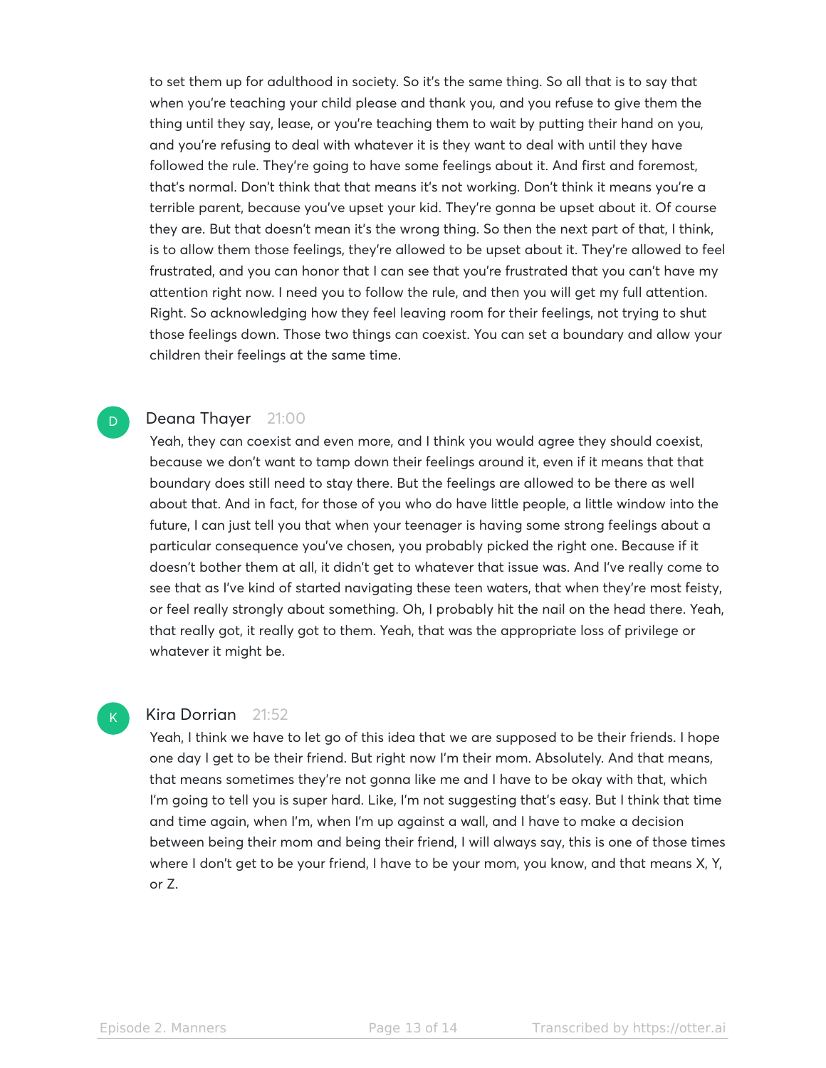to set them up for adulthood in society. So it's the same thing. So all that is to say that when you're teaching your child please and thank you, and you refuse to give them the thing until they say, lease, or you're teaching them to wait by putting their hand on you, and you're refusing to deal with whatever it is they want to deal with until they have followed the rule. They're going to have some feelings about it. And first and foremost, that's normal. Don't think that that means it's not working. Don't think it means you're a terrible parent, because you've upset your kid. They're gonna be upset about it. Of course they are. But that doesn't mean it's the wrong thing. So then the next part of that, I think, is to allow them those feelings, they're allowed to be upset about it. They're allowed to feel frustrated, and you can honor that I can see that you're frustrated that you can't have my attention right now. I need you to follow the rule, and then you will get my full attention. Right. So acknowledging how they feel leaving room for their feelings, not trying to shut those feelings down. Those two things can coexist. You can set a boundary and allow your children their feelings at the same time.

**Deana Thayer** 21:00

Yeah, they can coexist and even more, and I think you would agree they should coexist, because we don't want to tamp down their feelings around it, even if it means that that boundary does still need to stay there. But the feelings are allowed to be there as well about that. And in fact, for those of you who do have little people, a little window into the future, I can just tell you that when your teenager is having some strong feelings about a particular consequence you've chosen, you probably picked the right one. Because if it doesn't bother them at all, it didn't get to whatever that issue was. And I've really come to see that as I've kind of started navigating these teen waters, that when they're most feisty, or feel really strongly about something. Oh, I probably hit the nail on the head there. Yeah, that really got, it really got to them. Yeah, that was the appropriate loss of privilege or whatever it might be.

**Kira Dorrian** 21:52

Yeah, I think we have to let go of this idea that we are supposed to be their friends. I hope one day I get to be their friend. But right now I'm their mom. Absolutely. And that means, that means sometimes they're not gonna like me and I have to be okay with that, which I'm going to tell you is super hard. Like, I'm not suggesting that's easy. But I think that time and time again, when I'm, when I'm up against a wall, and I have to make a decision between being their mom and being their friend, I will always say, this is one of those times where I don't get to be your friend, I have to be your mom, you know, and that means X, Y, or Z.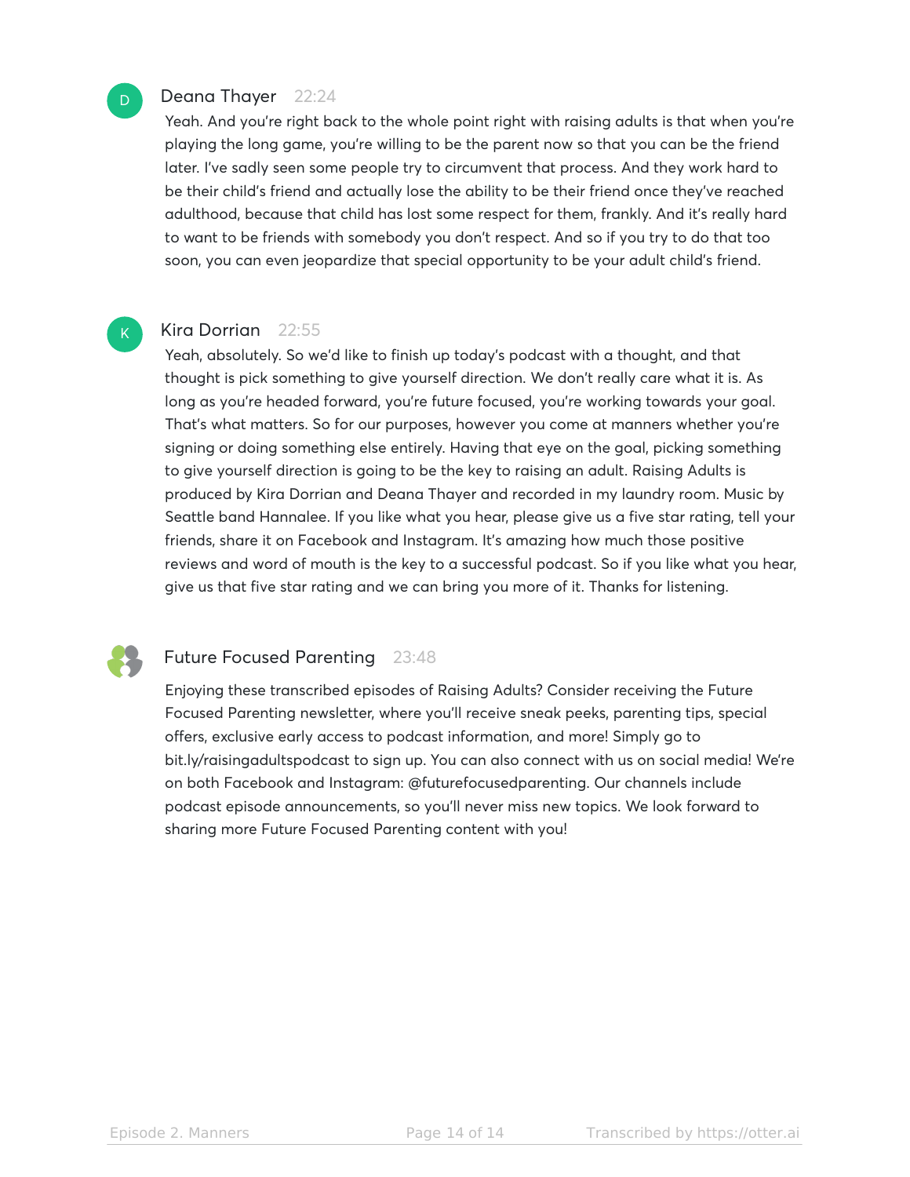**Deana Thayer** 22:24

Yeah. And you're right back to the whole point right with raising adults is that when you're playing the long game, you're willing to be the parent now so that you can be the friend later. I've sadly seen some people try to circumvent that process. And they work hard to be their child's friend and actually lose the ability to be their friend once they've reached adulthood, because that child has lost some respect for them, frankly. And it's really hard to want to be friends with somebody you don't respect. And so if you try to do that too soon, you can even jeopardize that special opportunity to be your adult child's friend.

**Kira Dorrian** 22:55

Yeah, absolutely. So we'd like to finish up today's podcast with a thought, and that thought is pick something to give yourself direction. We don't really care what it is. As long as you're headed forward, you're future focused, you're working towards your goal. That's what matters. So for our purposes, however you come at manners whether you're signing or doing something else entirely. Having that eye on the goal, picking something to give yourself direction is going to be the key to raising an adult. Raising Adults is produced by Kira Dorrian and Deana Thayer and recorded in my laundry room. Music by Seattle band Hannalee. If you like what you hear, please give us a five star rating, tell your friends, share it on Facebook and Instagram. It's amazing how much those positive reviews and word of mouth is the key to a successful podcast. So if you like what you hear, give us that five star rating and we can bring you more of it. Thanks for listening.

**Future Focused Parenting** 23:48

Enjoying these transcribed episodes of Raising Adults? Consider receiving the Future Focused Parenting newsletter, where you'll receive sneak peeks, parenting tips, special offers, exclusive early access to podcast information, and more! Simply go to bit.ly/raisingadultspodcast to sign up. You can also connect with us on social media! We're on both Facebook and Instagram: @futurefocusedparenting. Our channels include podcast episode announcements, so you'll never miss new topics. We look forward to sharing more Future Focused Parenting content with you!